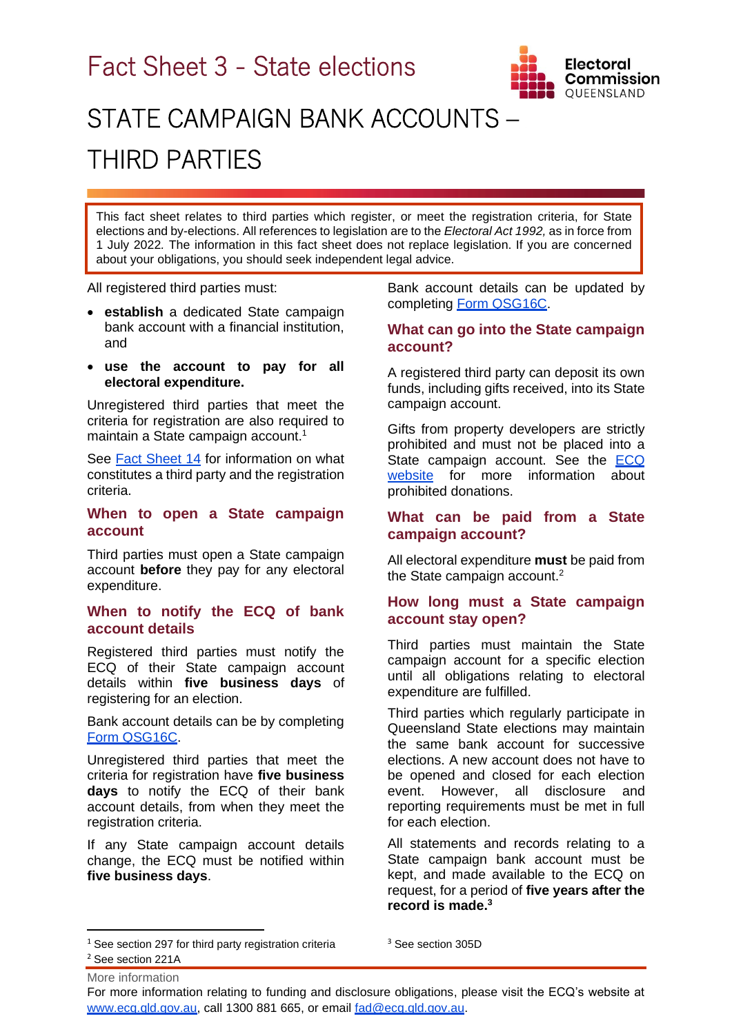# Fact Sheet 3 - State elections

# STATE CAMPAIGN BANK ACCOUNTS – THIRD PARTIES

This fact sheet relates to third parties which register, or meet the registration criteria, for State elections and by-elections. All references to legislation are to the *Electoral Act 1992,* as in force from 1 July 2022. The information in this fact sheet does not replace legislation. If you are concerned about your obligations, you should seek independent legal advice.

All registered third parties must:

- **establish** a dedicated State campaign bank account with a financial institution, and
- **use the account to pay for all electoral expenditure.**

Unregistered third parties that meet the criteria for registration are also required to maintain a State campaign account.[1]

See Fact Sheet 14 for information on what constitutes a third party and the registration criteria.

## When to open a State campaign account

Third parties must open a State campaign account **before** they pay for any electoral expenditure.

## When to notify the ECQ of bank account details

Registered third parties must notify the ECQ of their State campaign account details within **five business days** of registering for an election.

Bank account details can be by completing Form OSG16C.

Unregistered third parties that meet the criteria for registration have **five business days** to notify the ECQ of their bank account details, from when they meet the registration criteria.

If any State campaign account details change, the ECQ must be notified within **five business days**.

Bank account details can be updated by completing Form OSG16C.

## What can go into the State campaign account?

A registered third party can deposit its own funds, including gifts received, into its State campaign account.

Gifts from property developers are strictly prohibited and must not be placed into a State campaign account. See the ECQ website for more information about prohibited donations.

## What can be paid from a State campaign account?

All electoral expenditure **must** be paid from the State campaign account.[2]

## How long must a State campaign account stay open?

Third parties must maintain the State campaign account for a specific election until all obligations relating to electoral expenditure are fulfilled.

Third parties which regularly participate in Queensland State elections may maintain the same bank account for successive elections. A new account does not have to be opened and closed for each election event. However, all disclosure and reporting requirements must be met in full for each election.

All statements and records relating to a State campaign bank account must be kept, and made available to the ECQ on request, for a period of **five years after the record is made.**[3]

---

[1] See section 297 for third party registration criteria

[2] See section 221A

[3] See section 305D

More information

For more information relating to funding and disclosure obligations, please visit the ECQ's website at www.ecq.qld.gov.au, call 1300 881 665, or email fad@ecq.qld.gov.au.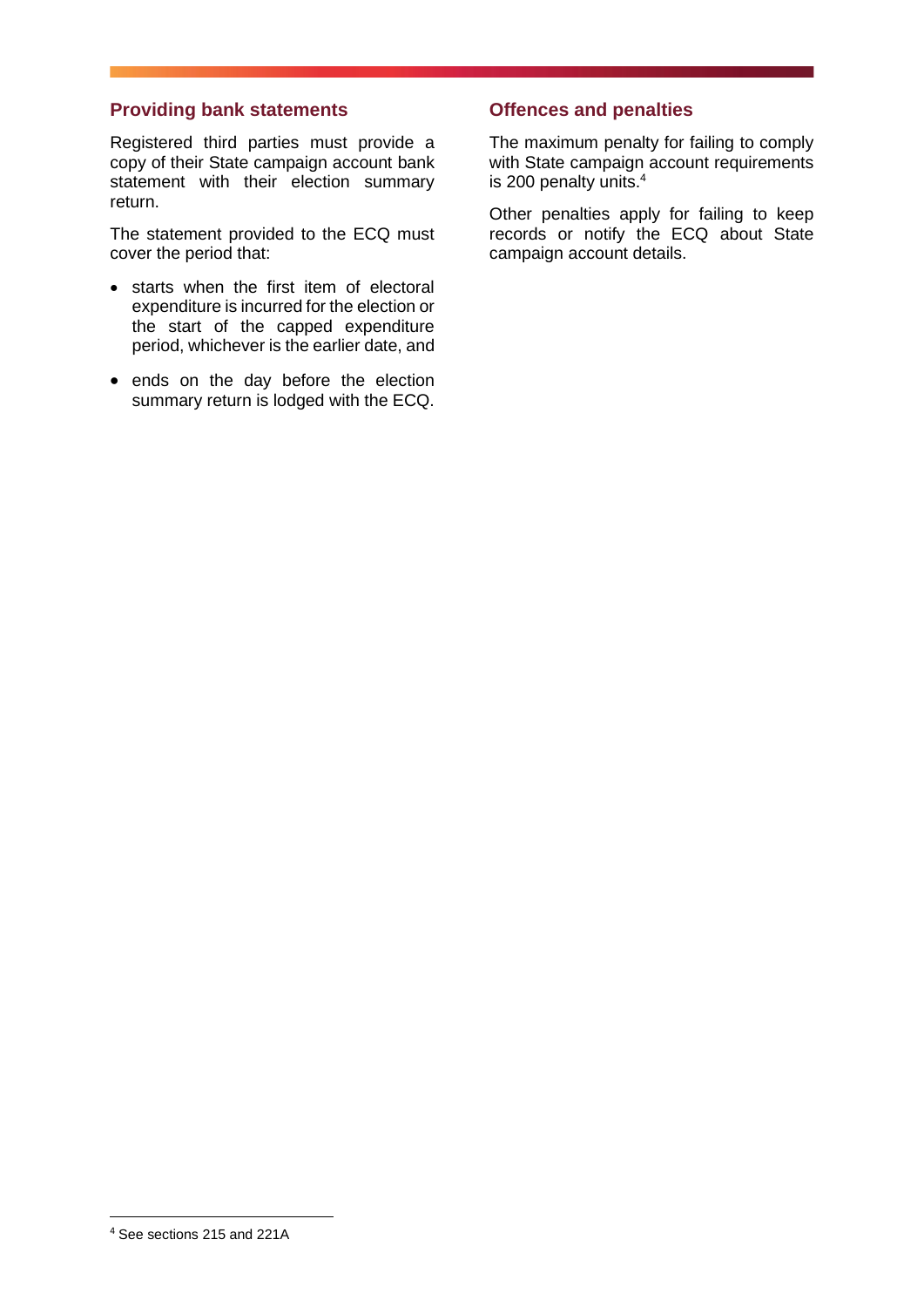## Providing bank statements

Registered third parties must provide a copy of their State campaign account bank statement with their election summary return.

The statement provided to the ECQ must cover the period that:

- starts when the first item of electoral expenditure is incurred for the election or the start of the capped expenditure period, whichever is the earlier date, and
- ends on the day before the election summary return is lodged with the ECQ.

## Offences and penalties

The maximum penalty for failing to comply with State campaign account requirements is 200 penalty units.[4]

Other penalties apply for failing to keep records or notify the ECQ about State campaign account details.

[4] See sections 215 and 221A